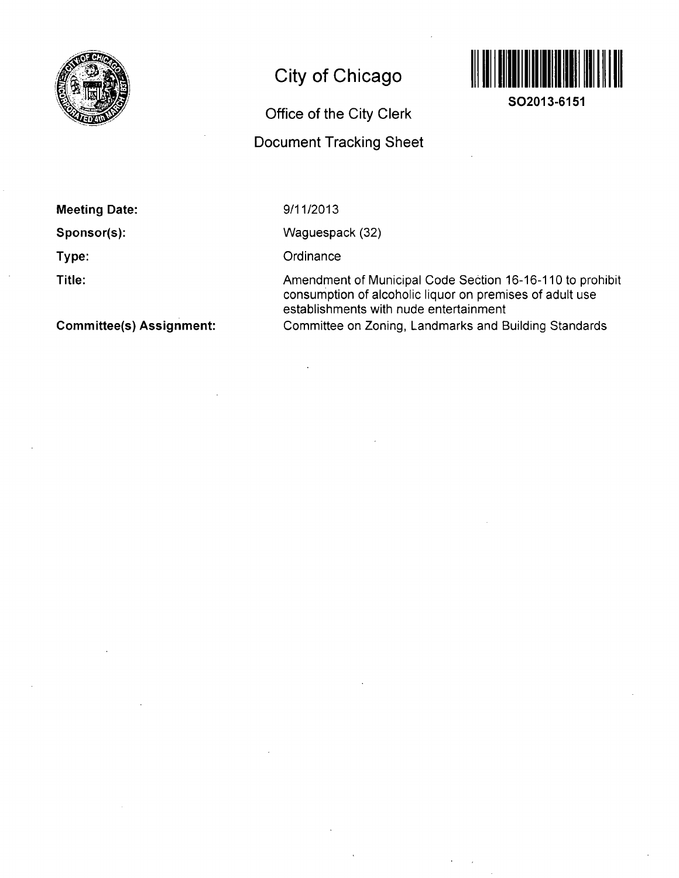# City of Chicago

## Office of the City Clerk

## Document Tracking Sheet

**SO2013-6151**

**Meeting Date:** 9/11/2013

**Sponsor(s):** Waguespack (32)

**Type:** Ordinance

**Title:** Amendment of Municipal Code Section 16-16-110 to prohibit consumption of alcoholic liquor on premises of adult use establishments with nude entertainment

**Committee(s) Assignment:** Committee on Zoning, Landmarks and Building Standards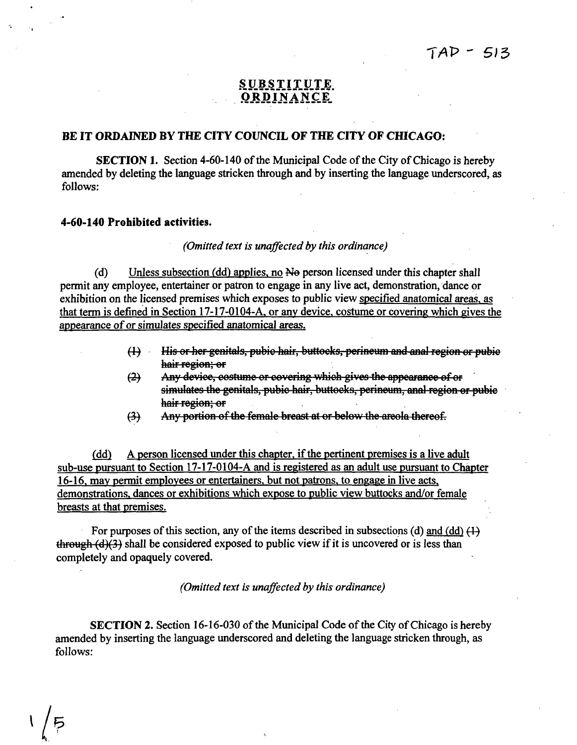TAP - 513

**SUBSTITUTE ORDINANCE**

**BE IT ORDAINED BY THE CITY COUNCIL OF THE CITY OF CHICAGO:**

**SECTION 1.** Section 4-60-140 of the Municipal Code of the City of Chicago is hereby amended by deleting the language stricken through and by inserting the language underscored, as follows:

**4-60-140 Prohibited activities.**

*(Omitted text is unaffected by this ordinance)*

(d) <u>Unless subsection (dd) applies, no</u> ~~No~~ person licensed under this chapter shall permit any employee, entertainer or patron to engage in any live act, demonstration, dance or exhibition on the licensed premises which exposes to public view <u>specified anatomical areas, as that term is defined in Section 17-17-0104-A, or any device, costume or covering which gives the appearance of or simulates specified anatomical areas.</u>

> ~~(1) His or her genitals, pubic hair, buttocks, perineum and anal region or pubic hair region; or~~
>
> ~~(2) Any device, costume or covering which gives the appearance of or simulates the genitals, pubic hair, buttocks, perineum, anal region or pubic hair region; or~~
>
> ~~(3) Any portion of the female breast at or below the areola thereof.~~

<u>(dd) A person licensed under this chapter, if the pertinent premises is a live adult sub-use pursuant to Section 17-17-0104-A and is registered as an adult use pursuant to Chapter 16-16, may permit employees or entertainers, but not patrons, to engage in live acts, demonstrations, dances or exhibitions which expose to public view buttocks and/or female breasts at that premises.</u>

For purposes of this section, any of the items described in subsections (d) <u>and (dd)</u> ~~(1) through (d)(3)~~ shall be considered exposed to public view if it is uncovered or is less than completely and opaquely covered.

*(Omitted text is unaffected by this ordinance)*

**SECTION 2.** Section 16-16-030 of the Municipal Code of the City of Chicago is hereby amended by inserting the language underscored and deleting the language stricken through, as follows: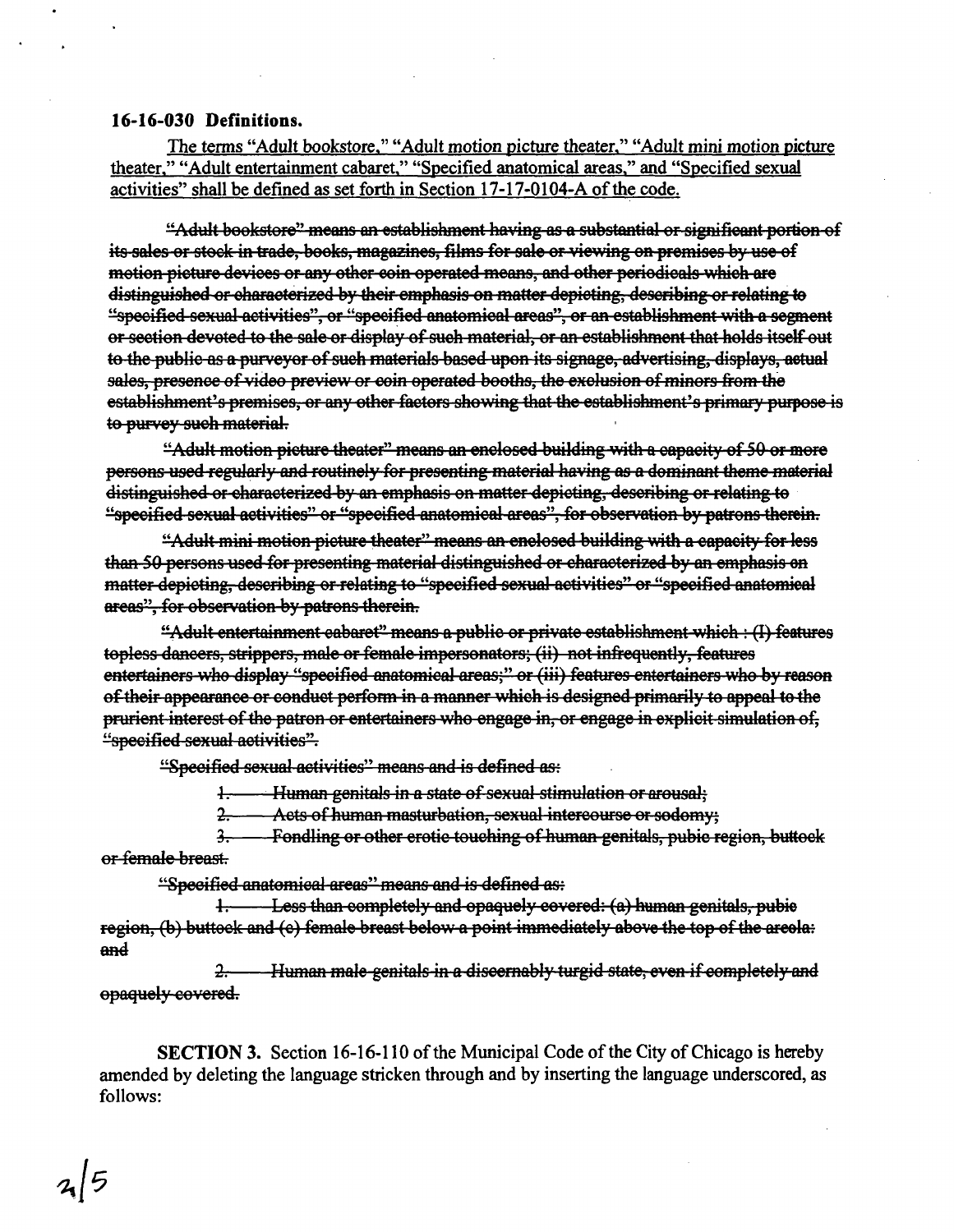**16-16-030 Definitions.**

<u>The terms "Adult bookstore," "Adult motion picture theater," "Adult mini motion picture theater," "Adult entertainment cabaret," "Specified anatomical areas," and "Specified sexual activities" shall be defined as set forth in Section 17-17-0104-A of the code.</u>

~~"Adult bookstore" means an establishment having as a substantial or significant portion of its sales or stock in trade, books, magazines, films for sale or viewing on premises by use of motion picture devices or any other coin operated means, and other periodicals which are distinguished or characterized by their emphasis on matter depicting, describing or relating to "specified sexual activities", or "specified anatomical areas", or an establishment with a segment or section devoted to the sale or display of such material, or an establishment that holds itself out to the public as a purveyor of such materials based upon its signage, advertising, displays, actual sales, presence of video preview or coin operated booths, the exclusion of minors from the establishment's premises, or any other factors showing that the establishment's primary purpose is to purvey such material.~~

~~"Adult motion picture theater" means an enclosed building with a capacity of 50 or more persons used regularly and routinely for presenting material having as a dominant theme material distinguished or characterized by an emphasis on matter depicting, describing or relating to "specified sexual activities" or "specified anatomical areas", for observation by patrons therein.~~

~~"Adult mini motion picture theater" means an enclosed building with a capacity for less than 50 persons used for presenting material distinguished or characterized by an emphasis on matter depicting, describing or relating to "specified sexual activities" or "specified anatomical areas", for observation by patrons therein.~~

~~"Adult entertainment cabaret" means a public or private establishment which : (I) features topless dancers, strippers, male or female impersonators; (ii) not infrequently, features entertainers who display "specified anatomical areas;" or (iii) features entertainers who by reason of their appearance or conduct perform in a manner which is designed primarily to appeal to the prurient interest of the patron or entertainers who engage in, or engage in explicit simulation of, "specified sexual activities".~~

~~"Specified sexual activities" means and is defined as:~~

~~1. Human genitals in a state of sexual stimulation or arousal;~~

~~2. Acts of human masturbation, sexual intercourse or sodomy;~~

~~3. Fondling or other erotic touching of human genitals, pubic region, buttock or female breast.~~

~~"Specified anatomical areas" means and is defined as:~~

~~1. Less than completely and opaquely covered: (a) human genitals, pubic region, (b) buttock and (c) female breast below a point immediately above the top of the areola: and~~

~~2. Human male genitals in a discernably turgid state, even if completely and opaquely covered.~~

**SECTION 3.** Section 16-16-110 of the Municipal Code of the City of Chicago is hereby amended by deleting the language stricken through and by inserting the language underscored, as follows: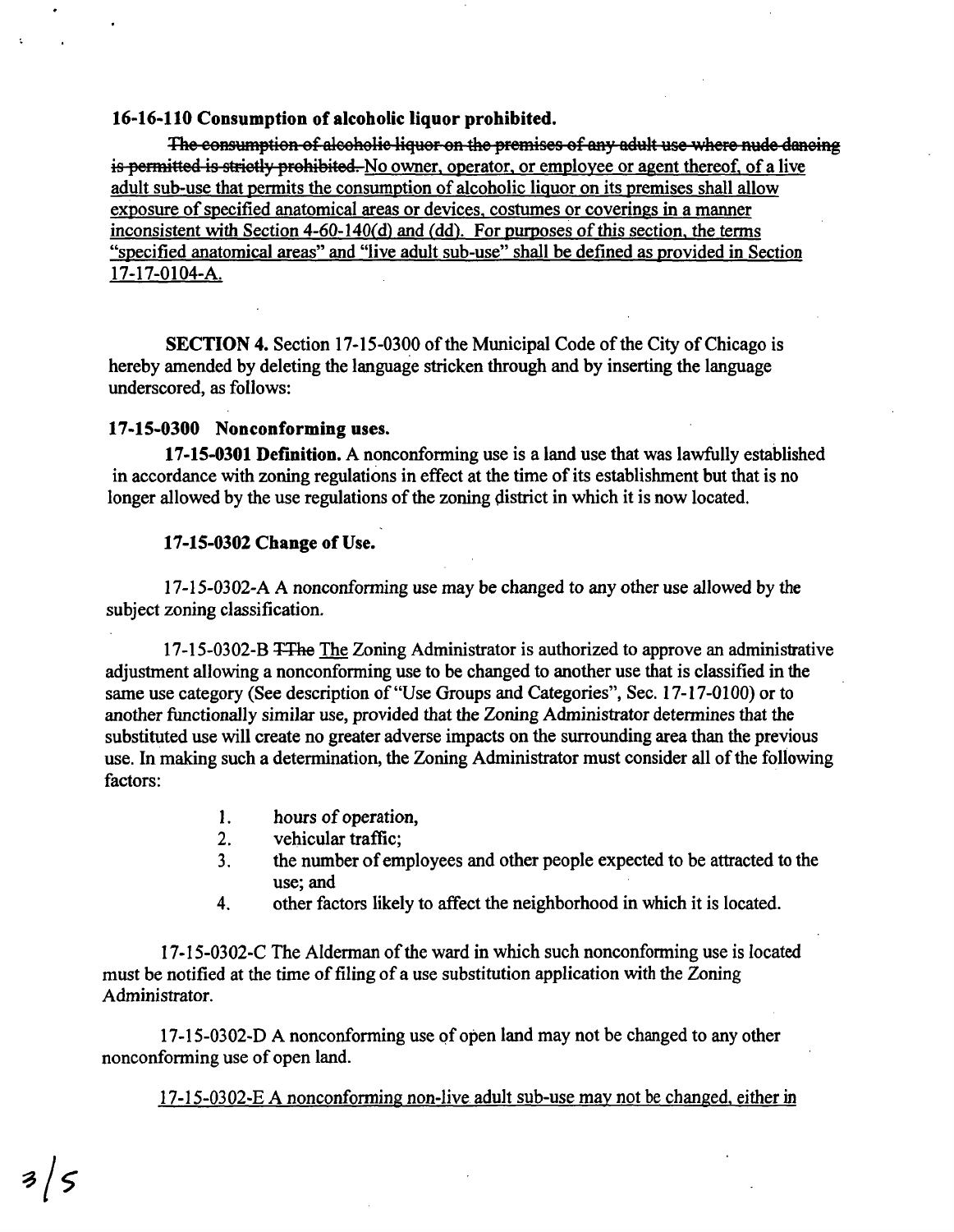**16-16-110 Consumption of alcoholic liquor prohibited.**

~~The consumption of alcoholic liquor on the premises of any adult use where nude dancing is permitted is strictly prohibited.~~ <u>No owner, operator, or employee or agent thereof, of a live adult sub-use that permits the consumption of alcoholic liquor on its premises shall allow exposure of specified anatomical areas or devices, costumes or coverings in a manner inconsistent with Section 4-60-140(d) and (dd). For purposes of this section, the terms "specified anatomical areas" and "live adult sub-use" shall be defined as provided in Section 17-17-0104-A.</u>

**SECTION 4.** Section 17-15-0300 of the Municipal Code of the City of Chicago is hereby amended by deleting the language stricken through and by inserting the language underscored, as follows:

**17-15-0300 Nonconforming uses.**

**17-15-0301 Definition.** A nonconforming use is a land use that was lawfully established in accordance with zoning regulations in effect at the time of its establishment but that is no longer allowed by the use regulations of the zoning district in which it is now located.

**17-15-0302 Change of Use.**

17-15-0302-A A nonconforming use may be changed to any other use allowed by the subject zoning classification.

17-15-0302-B ~~TThe~~ <u>The</u> Zoning Administrator is authorized to approve an administrative adjustment allowing a nonconforming use to be changed to another use that is classified in the same use category (See description of "Use Groups and Categories", Sec. 17-17-0100) or to another functionally similar use, provided that the Zoning Administrator determines that the substituted use will create no greater adverse impacts on the surrounding area than the previous use. In making such a determination, the Zoning Administrator must consider all of the following factors:

1. hours of operation,
2. vehicular traffic;
3. the number of employees and other people expected to be attracted to the use; and
4. other factors likely to affect the neighborhood in which it is located.

17-15-0302-C The Alderman of the ward in which such nonconforming use is located must be notified at the time of filing of a use substitution application with the Zoning Administrator.

17-15-0302-D A nonconforming use of open land may not be changed to any other nonconforming use of open land.

<u>17-15-0302-E A nonconforming non-live adult sub-use may not be changed, either in</u>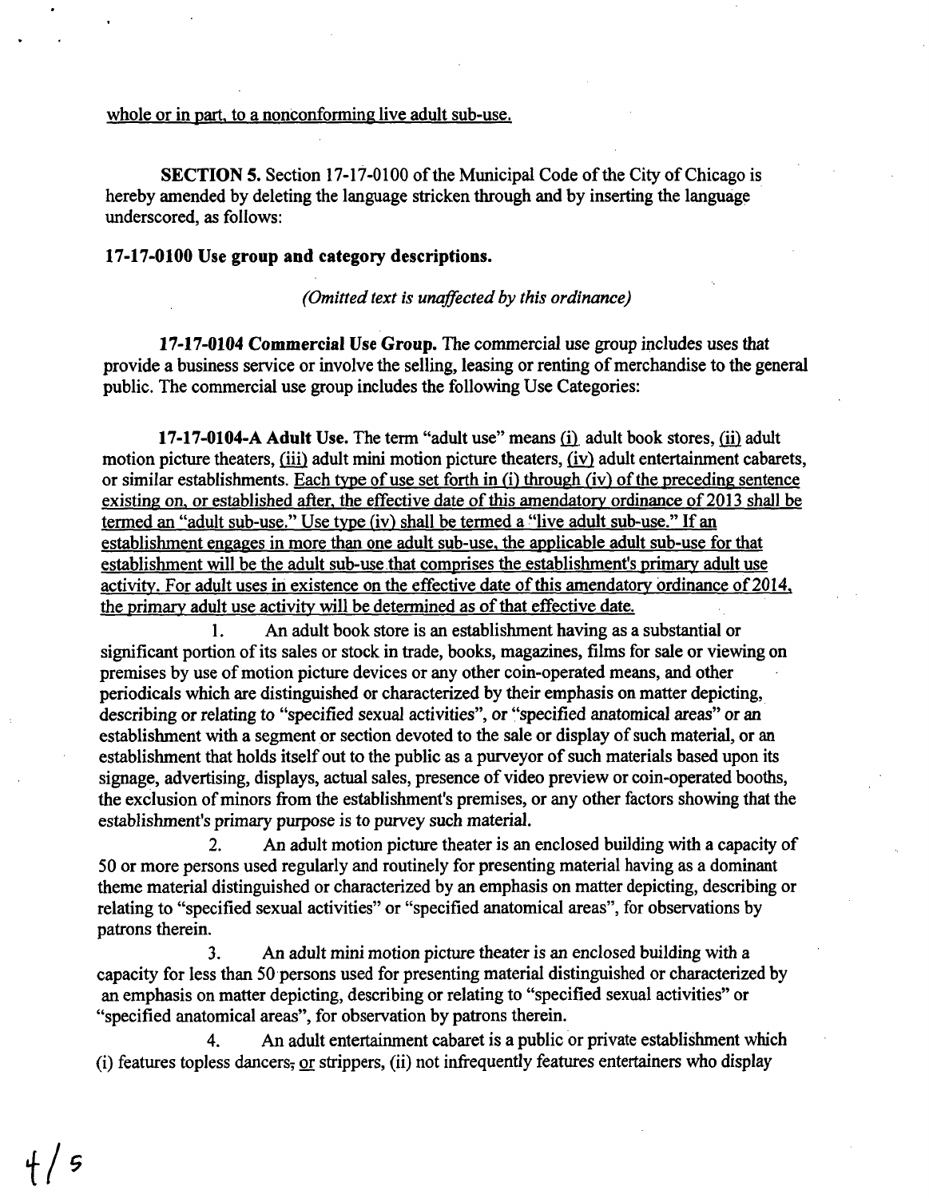whole or in part, to a nonconforming live adult sub-use.

**SECTION 5.** Section 17-17-0100 of the Municipal Code of the City of Chicago is hereby amended by deleting the language stricken through and by inserting the language underscored, as follows:

**17-17-0100 Use group and category descriptions.**

*(Omitted text is unaffected by this ordinance)*

**17-17-0104 Commercial Use Group.** The commercial use group includes uses that provide a business service or involve the selling, leasing or renting of merchandise to the general public. The commercial use group includes the following Use Categories:

**17-17-0104-A Adult Use.** The term "adult use" means (i) adult book stores, (ii) adult motion picture theaters, (iii) adult mini motion picture theaters, (iv) adult entertainment cabarets, or similar establishments. Each type of use set forth in (i) through (iv) of the preceding sentence existing on, or established after, the effective date of this amendatory ordinance of 2013 shall be termed an "adult sub-use." Use type (iv) shall be termed a "live adult sub-use." If an establishment engages in more than one adult sub-use, the applicable adult sub-use for that establishment will be the adult sub-use that comprises the establishment's primary adult use activity. For adult uses in existence on the effective date of this amendatory ordinance of 2014, the primary adult use activity will be determined as of that effective date.

1. An adult book store is an establishment having as a substantial or significant portion of its sales or stock in trade, books, magazines, films for sale or viewing on premises by use of motion picture devices or any other coin-operated means, and other periodicals which are distinguished or characterized by their emphasis on matter depicting, describing or relating to "specified sexual activities", or "specified anatomical areas" or an establishment with a segment or section devoted to the sale or display of such material, or an establishment that holds itself out to the public as a purveyor of such materials based upon its signage, advertising, displays, actual sales, presence of video preview or coin-operated booths, the exclusion of minors from the establishment's premises, or any other factors showing that the establishment's primary purpose is to purvey such material.

2. An adult motion picture theater is an enclosed building with a capacity of 50 or more persons used regularly and routinely for presenting material having as a dominant theme material distinguished or characterized by an emphasis on matter depicting, describing or relating to "specified sexual activities" or "specified anatomical areas", for observations by patrons therein.

3. An adult mini motion picture theater is an enclosed building with a capacity for less than 50 persons used for presenting material distinguished or characterized by an emphasis on matter depicting, describing or relating to "specified sexual activities" or "specified anatomical areas", for observation by patrons therein.

4. An adult entertainment cabaret is a public or private establishment which (i) features topless dancers~~,~~ or strippers, (ii) not infrequently features entertainers who display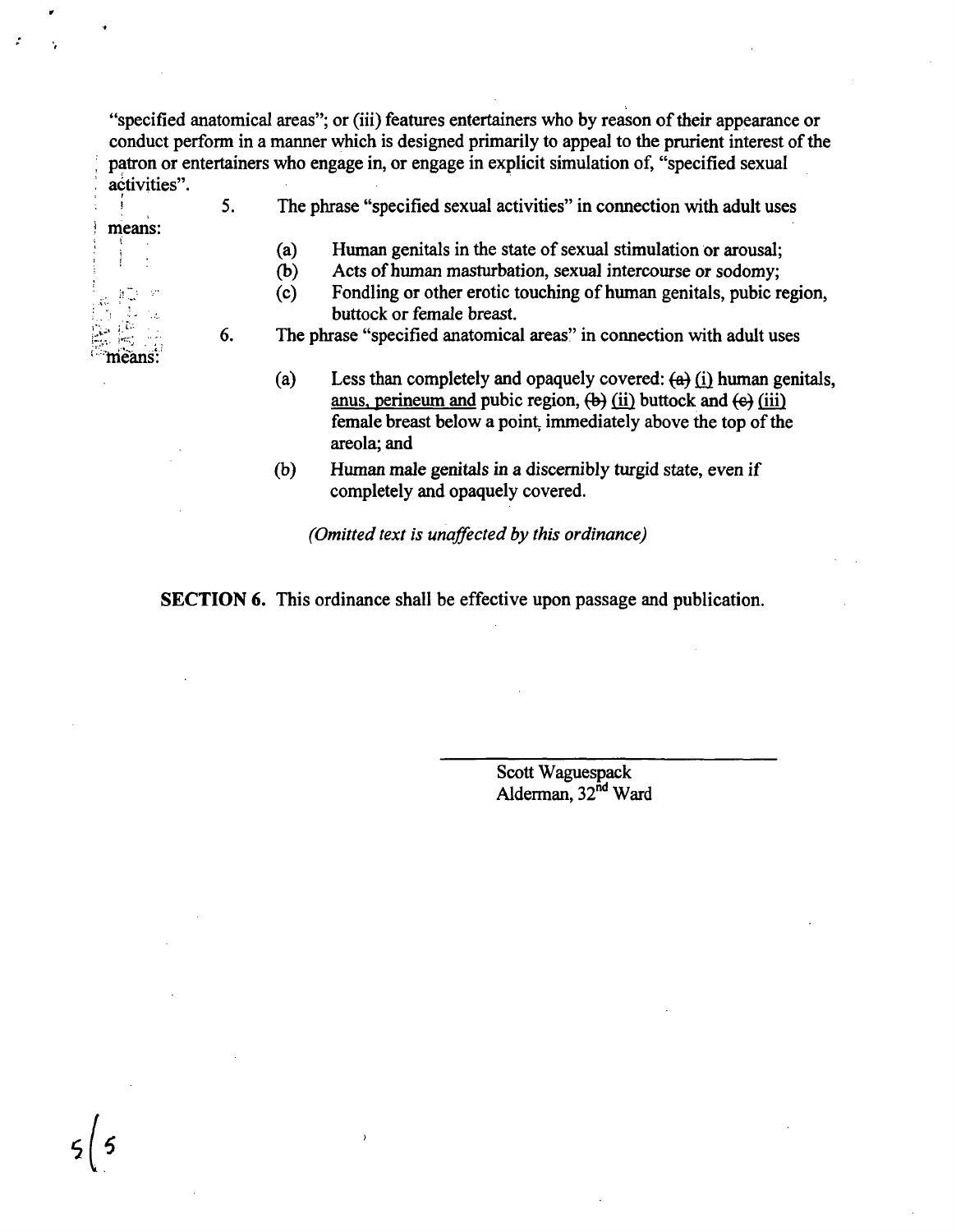"specified anatomical areas"; or (iii) features entertainers who by reason of their appearance or conduct perform in a manner which is designed primarily to appeal to the prurient interest of the patron or entertainers who engage in, or engage in explicit simulation of, "specified sexual activities".

5. The phrase "specified sexual activities" in connection with adult uses means:

   (a) Human genitals in the state of sexual stimulation or arousal;
   (b) Acts of human masturbation, sexual intercourse or sodomy;
   (c) Fondling or other erotic touching of human genitals, pubic region, buttock or female breast.

6. The phrase "specified anatomical areas" in connection with adult uses means:

   (a) Less than completely and opaquely covered: ~~(a)~~ (i) human genitals, anus, perineum and pubic region, ~~(b)~~ (ii) buttock and ~~(c)~~ (iii) female breast below a point, immediately above the top of the areola; and

   (b) Human male genitals in a discernibly turgid state, even if completely and opaquely covered.

*(Omitted text is unaffected by this ordinance)*

**SECTION 6.** This ordinance shall be effective upon passage and publication.

Scott Waguespack
Alderman, 32nd Ward